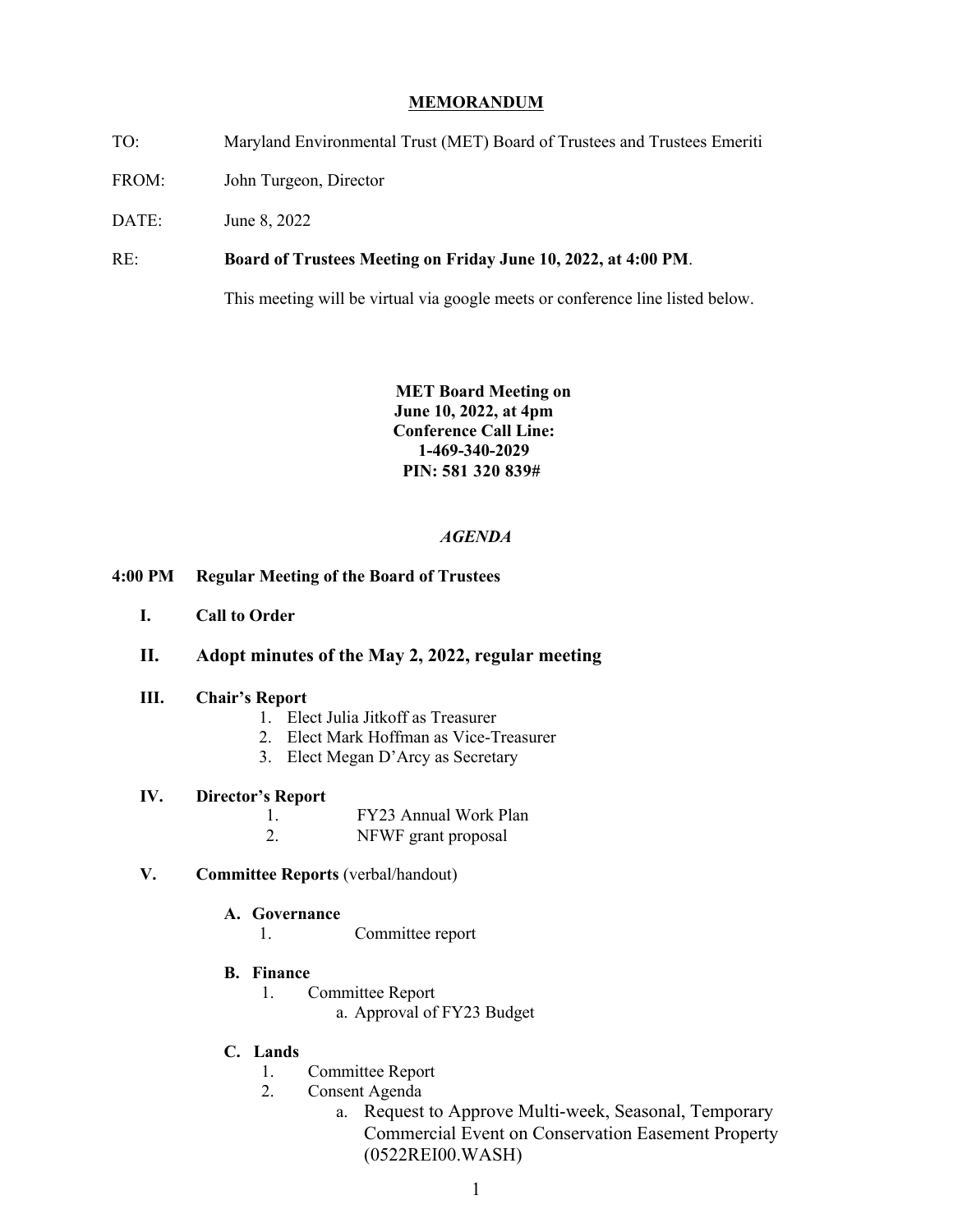**MEMORANDUM**

TO: Maryland Environmental Trust (MET) Board of Trustees and Trustees Emeriti

FROM: John Turgeon, Director

DATE: June 8, 2022

RE: **Board of Trustees Meeting on Friday June 10, 2022, at 4:00 PM**.

This meeting will be virtual via google meets or conference line listed below.

**MET Board Meeting on**
**June 10, 2022, at 4pm**
**Conference Call Line:**
**1-469-340-2029**
**PIN: 581 320 839#**

***AGENDA***

**4:00 PM Regular Meeting of the Board of Trustees**

**I. Call to Order**

**II. Adopt minutes of the May 2, 2022, regular meeting**

**III. Chair's Report**

1. Elect Julia Jitkoff as Treasurer
2. Elect Mark Hoffman as Vice-Treasurer
3. Elect Megan D'Arcy as Secretary

**IV. Director's Report**

1. FY23 Annual Work Plan
2. NFWF grant proposal

**V. Committee Reports** (verbal/handout)

**A. Governance**

1. Committee report

**B. Finance**

1. Committee Report
   a. Approval of FY23 Budget

**C. Lands**

1. Committee Report
2. Consent Agenda
   a. Request to Approve Multi-week, Seasonal, Temporary Commercial Event on Conservation Easement Property (0522REI00.WASH)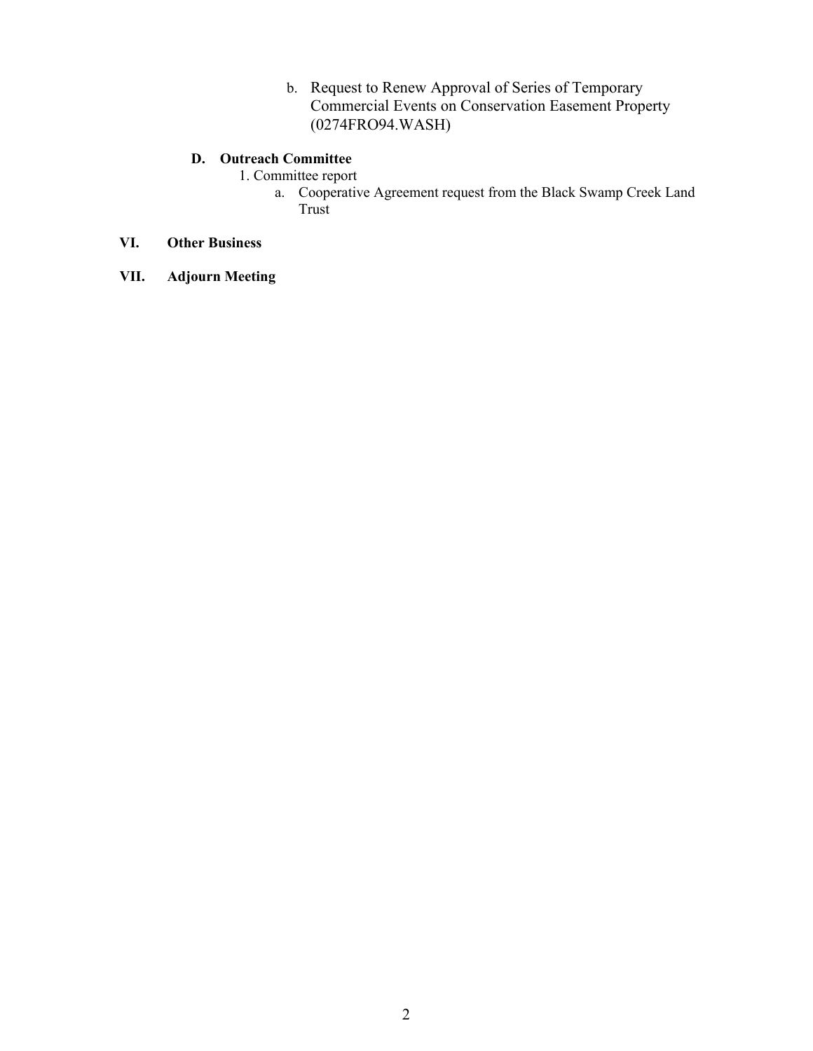b. Request to Renew Approval of Series of Temporary Commercial Events on Conservation Easement Property (0274FRO94.WASH)

**D. Outreach Committee**

1. Committee report
   a. Cooperative Agreement request from the Black Swamp Creek Land Trust

**VI. Other Business**

**VII. Adjourn Meeting**